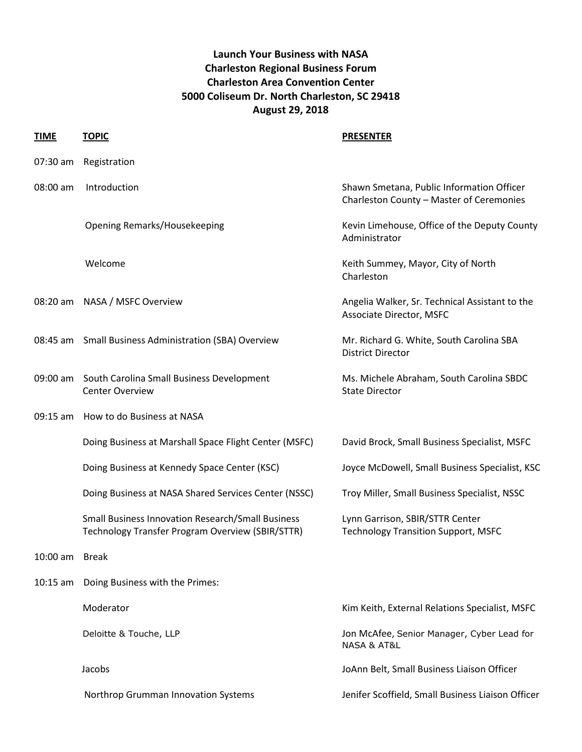**Launch Your Business with NASA**
**Charleston Regional Business Forum**
**Charleston Area Convention Center**
**5000 Coliseum Dr. North Charleston, SC 29418**
**August 29, 2018**

| TIME | TOPIC | PRESENTER |
|---|---|---|
| 07:30 am | Registration | |
| 08:00 am | Introduction | Shawn Smetana, Public Information Officer Charleston County – Master of Ceremonies |
| | Opening Remarks/Housekeeping | Kevin Limehouse, Office of the Deputy County Administrator |
| | Welcome | Keith Summey, Mayor, City of North Charleston |
| 08:20 am | NASA / MSFC Overview | Angelia Walker, Sr. Technical Assistant to the Associate Director, MSFC |
| 08:45 am | Small Business Administration (SBA) Overview | Mr. Richard G. White, South Carolina SBA District Director |
| 09:00 am | South Carolina Small Business Development Center Overview | Ms. Michele Abraham, South Carolina SBDC State Director |
| 09:15 am | How to do Business at NASA | |
| | Doing Business at Marshall Space Flight Center (MSFC) | David Brock, Small Business Specialist, MSFC |
| | Doing Business at Kennedy Space Center (KSC) | Joyce McDowell, Small Business Specialist, KSC |
| | Doing Business at NASA Shared Services Center (NSSC) | Troy Miller, Small Business Specialist, NSSC |
| | Small Business Innovation Research/Small Business Technology Transfer Program Overview (SBIR/STTR) | Lynn Garrison, SBIR/STTR Center Technology Transition Support, MSFC |
| 10:00 am | Break | |
| 10:15 am | Doing Business with the Primes: | |
| | Moderator | Kim Keith, External Relations Specialist, MSFC |
| | Deloitte & Touche, LLP | Jon McAfee, Senior Manager, Cyber Lead for NASA & AT&L |
| | Jacobs | JoAnn Belt, Small Business Liaison Officer |
| | Northrop Grumman Innovation Systems | Jenifer Scoffield, Small Business Liaison Officer |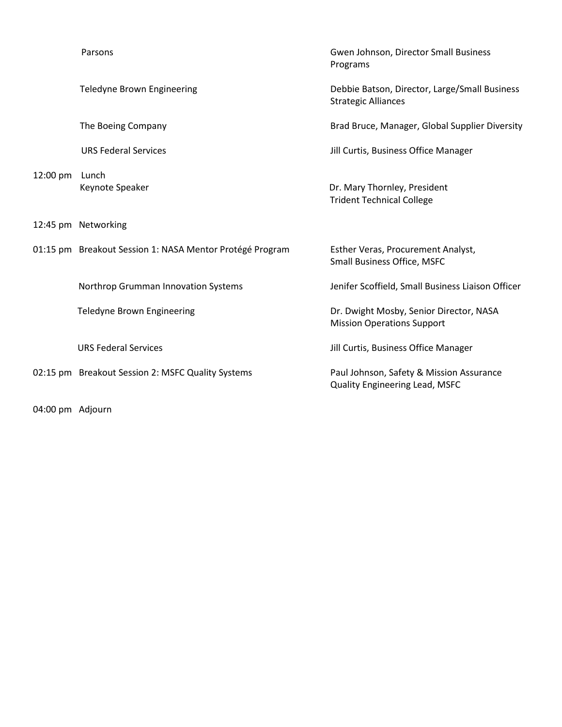| | | |
|---|---|---|
| | Parsons | Gwen Johnson, Director Small Business Programs |
| | Teledyne Brown Engineering | Debbie Batson, Director, Large/Small Business Strategic Alliances |
| | The Boeing Company | Brad Bruce, Manager, Global Supplier Diversity |
| | URS Federal Services | Jill Curtis, Business Office Manager |
| 12:00 pm | Lunch<br>Keynote Speaker | Dr. Mary Thornley, President<br>Trident Technical College |
| 12:45 pm | Networking | |
| 01:15 pm | Breakout Session 1: NASA Mentor Protégé Program | Esther Veras, Procurement Analyst, Small Business Office, MSFC |
| | Northrop Grumman Innovation Systems | Jenifer Scoffield, Small Business Liaison Officer |
| | Teledyne Brown Engineering | Dr. Dwight Mosby, Senior Director, NASA Mission Operations Support |
| | URS Federal Services | Jill Curtis, Business Office Manager |
| 02:15 pm | Breakout Session 2: MSFC Quality Systems | Paul Johnson, Safety & Mission Assurance Quality Engineering Lead, MSFC |
| 04:00 pm | Adjourn | |